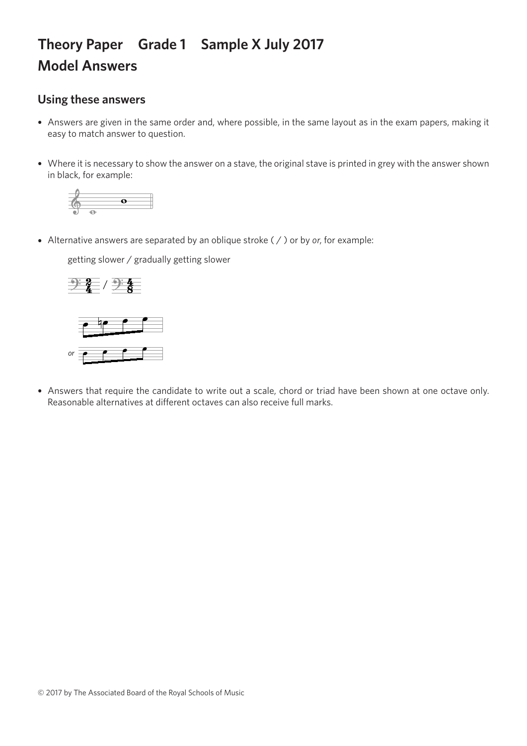# Theory Paper Grade 1 Sample X July 2017

# Model Answers

## Using these answers

- Answers are given in the same order and, where possible, in the same layout as in the exam papers, making it easy to match answer to question.
- Where it is necessary to show the answer on a stave, the original stave is printed in grey with the answer shown in black, for example:
- Alternative answers are separated by an oblique stroke ( / ) or by *or*, for example:

  getting slower / gradually getting slower

  *or*

- Answers that require the candidate to write out a scale, chord or triad have been shown at one octave only. Reasonable alternatives at different octaves can also receive full marks.

© 2017 by The Associated Board of the Royal Schools of Music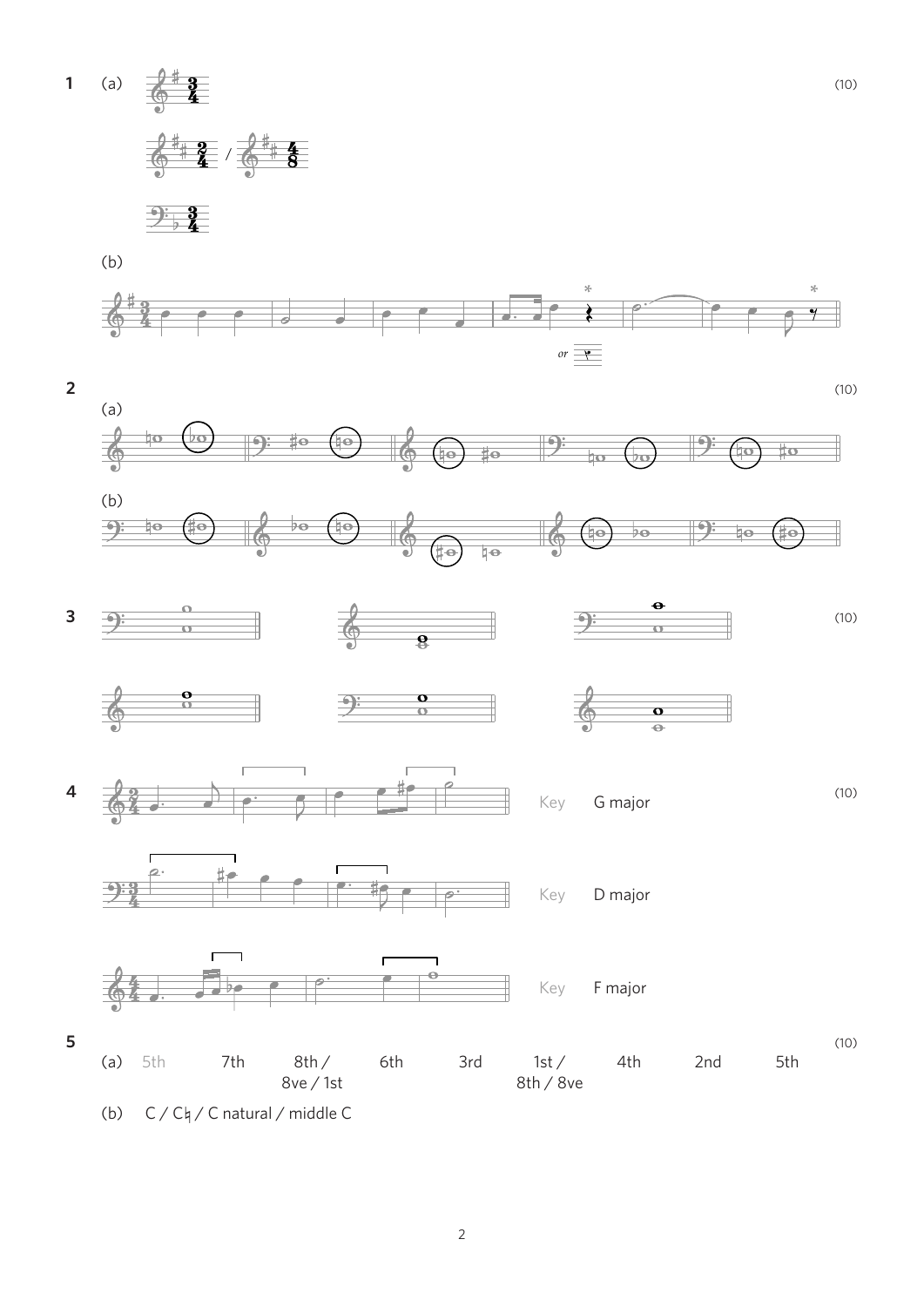**1** (a) (10)

/

(b)

*or*

**2** (10)

(a)

(b)

**3** (10)

**4** (10)

Key G major

Key D major

Key F major

**5** (10)

(a) 5th 7th 8th / 8ve / 1st 6th 3rd 1st / 8th / 8ve 4th 2nd 5th

(b) C / C♮ / C natural / middle C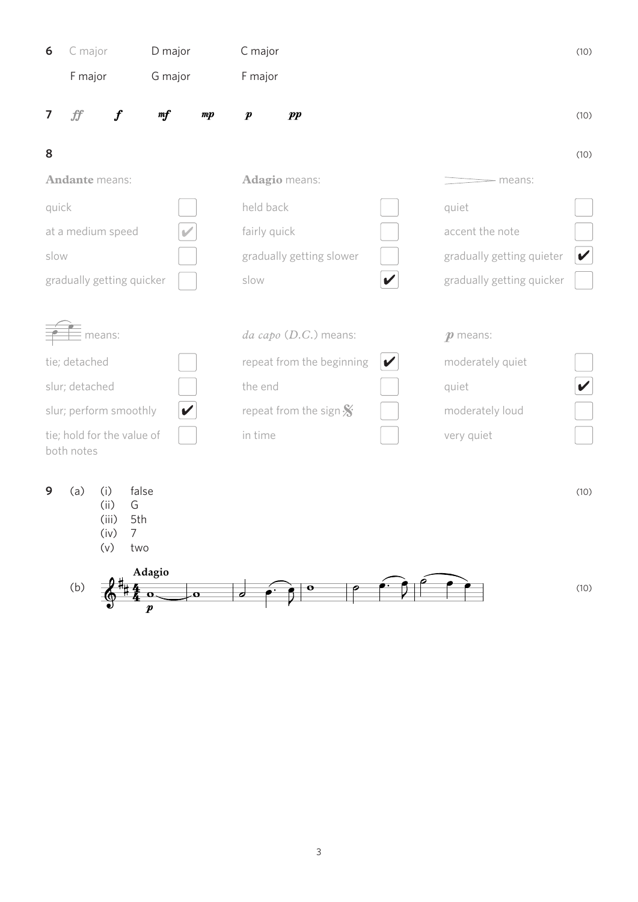**6** C major D major C major (10)

F major G major F major

**7** *ff* *f* *mf* *mp* *p* *pp* (10)

**8** (10)

**Andante** means:

- quick ☐
- at a medium speed ✔
- slow ☐
- gradually getting quicker ☐

**Adagio** means:

- held back ☐
- fairly quick ☐
- gradually getting slower ☐
- slow ✔

(diminuendo hairpin) means:

- quiet ☐
- accent the note ☐
- gradually getting quieter ✔
- gradually getting quicker ☐

(slur over two notes) means:

- tie; detached ☐
- slur; detached ☐
- slur; perform smoothly ✔
- tie; hold for the value of both notes ☐

*da capo* (*D.C.*) means:

- repeat from the beginning ✔
- the end ☐
- repeat from the sign 𝄋 ☐
- in time ☐

*p* means:

- moderately quiet ☐
- quiet ✔
- moderately loud ☐
- very quiet ☐

**9** (a) (i) false (10)
(ii) G
(iii) 5th
(iv) 7
(v) two

(b) **Adagio** *p* (10)